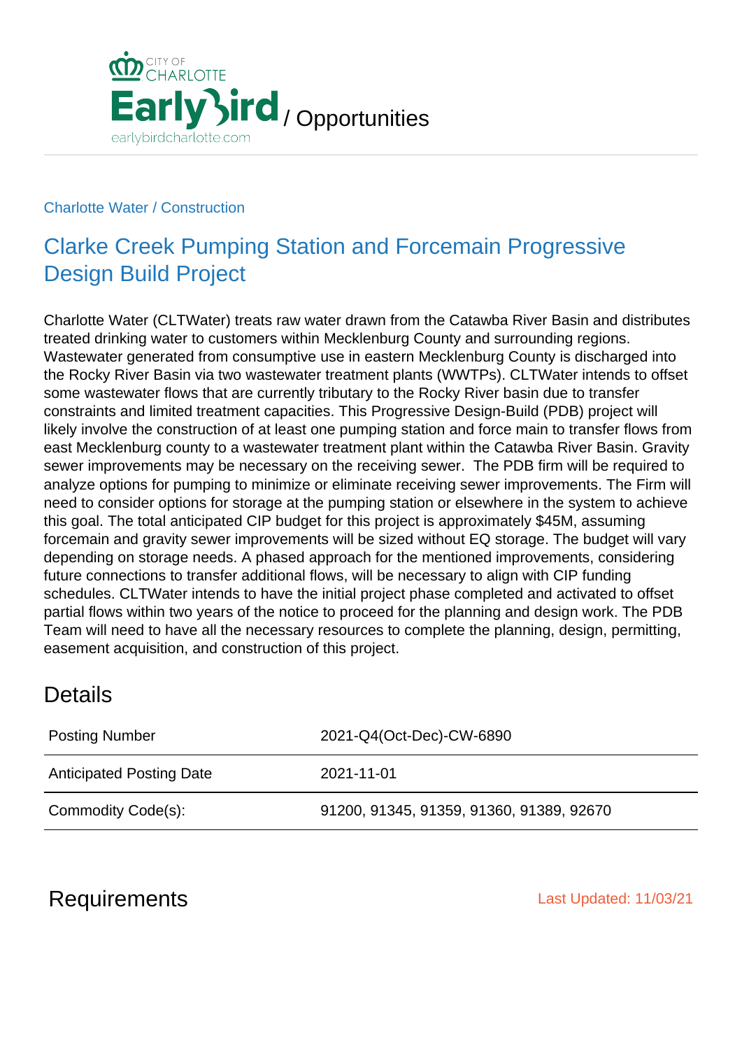CITY OF CHARLOTTE

Early Bird / Opportunities

earlybirdcharlotte.com

Charlotte Water / Construction

# Clarke Creek Pumping Station and Forcemain Progressive Design Build Project

Charlotte Water (CLTWater) treats raw water drawn from the Catawba River Basin and distributes treated drinking water to customers within Mecklenburg County and surrounding regions. Wastewater generated from consumptive use in eastern Mecklenburg County is discharged into the Rocky River Basin via two wastewater treatment plants (WWTPs). CLTWater intends to offset some wastewater flows that are currently tributary to the Rocky River basin due to transfer constraints and limited treatment capacities. This Progressive Design-Build (PDB) project will likely involve the construction of at least one pumping station and force main to transfer flows from east Mecklenburg county to a wastewater treatment plant within the Catawba River Basin. Gravity sewer improvements may be necessary on the receiving sewer. The PDB firm will be required to analyze options for pumping to minimize or eliminate receiving sewer improvements. The Firm will need to consider options for storage at the pumping station or elsewhere in the system to achieve this goal. The total anticipated CIP budget for this project is approximately $45M, assuming forcemain and gravity sewer improvements will be sized without EQ storage. The budget will vary depending on storage needs. A phased approach for the mentioned improvements, considering future connections to transfer additional flows, will be necessary to align with CIP funding schedules. CLTWater intends to have the initial project phase completed and activated to offset partial flows within two years of the notice to proceed for the planning and design work. The PDB Team will need to have all the necessary resources to complete the planning, design, permitting, easement acquisition, and construction of this project.

## Details

| | |
|---|---|
| Posting Number | 2021-Q4(Oct-Dec)-CW-6890 |
| Anticipated Posting Date | 2021-11-01 |
| Commodity Code(s): | 91200, 91345, 91359, 91360, 91389, 92670 |

## Requirements

Last Updated: 11/03/21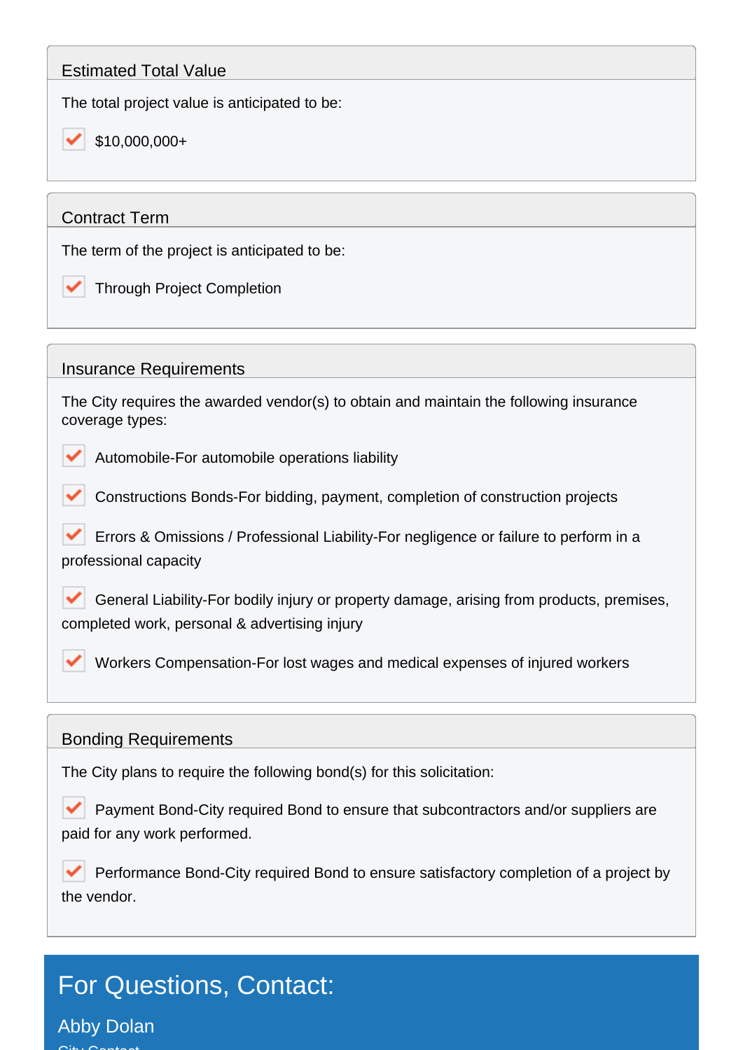## Estimated Total Value

The total project value is anticipated to be:

- [x] $10,000,000+

## Contract Term

The term of the project is anticipated to be:

- [x] Through Project Completion

## Insurance Requirements

The City requires the awarded vendor(s) to obtain and maintain the following insurance coverage types:

- [x] Automobile-For automobile operations liability
- [x] Constructions Bonds-For bidding, payment, completion of construction projects
- [x] Errors & Omissions / Professional Liability-For negligence or failure to perform in a professional capacity
- [x] General Liability-For bodily injury or property damage, arising from products, premises, completed work, personal & advertising injury
- [x] Workers Compensation-For lost wages and medical expenses of injured workers

## Bonding Requirements

The City plans to require the following bond(s) for this solicitation:

- [x] Payment Bond-City required Bond to ensure that subcontractors and/or suppliers are paid for any work performed.
- [x] Performance Bond-City required Bond to ensure satisfactory completion of a project by the vendor.

## For Questions, Contact:

Abby Dolan

City Contact